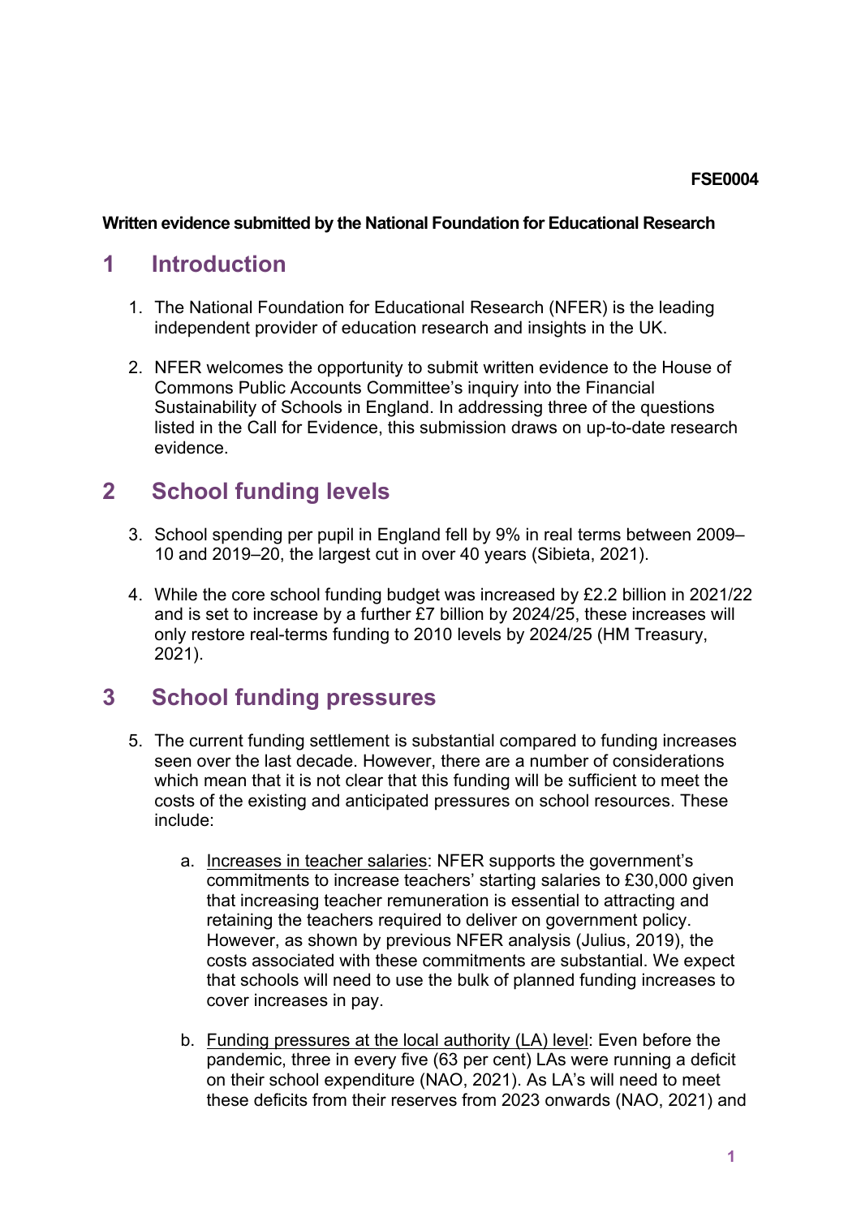**FSE0004**

**Written evidence submitted by the National Foundation for Educational Research**

## 1 Introduction

1. The National Foundation for Educational Research (NFER) is the leading independent provider of education research and insights in the UK.

2. NFER welcomes the opportunity to submit written evidence to the House of Commons Public Accounts Committee's inquiry into the Financial Sustainability of Schools in England. In addressing three of the questions listed in the Call for Evidence, this submission draws on up-to-date research evidence.

## 2 School funding levels

3. School spending per pupil in England fell by 9% in real terms between 2009–10 and 2019–20, the largest cut in over 40 years (Sibieta, 2021).

4. While the core school funding budget was increased by £2.2 billion in 2021/22 and is set to increase by a further £7 billion by 2024/25, these increases will only restore real-terms funding to 2010 levels by 2024/25 (HM Treasury, 2021).

## 3 School funding pressures

5. The current funding settlement is substantial compared to funding increases seen over the last decade. However, there are a number of considerations which mean that it is not clear that this funding will be sufficient to meet the costs of the existing and anticipated pressures on school resources. These include:

   a. Increases in teacher salaries: NFER supports the government's commitments to increase teachers' starting salaries to £30,000 given that increasing teacher remuneration is essential to attracting and retaining the teachers required to deliver on government policy. However, as shown by previous NFER analysis (Julius, 2019), the costs associated with these commitments are substantial. We expect that schools will need to use the bulk of planned funding increases to cover increases in pay.

   b. Funding pressures at the local authority (LA) level: Even before the pandemic, three in every five (63 per cent) LAs were running a deficit on their school expenditure (NAO, 2021). As LA's will need to meet these deficits from their reserves from 2023 onwards (NAO, 2021) and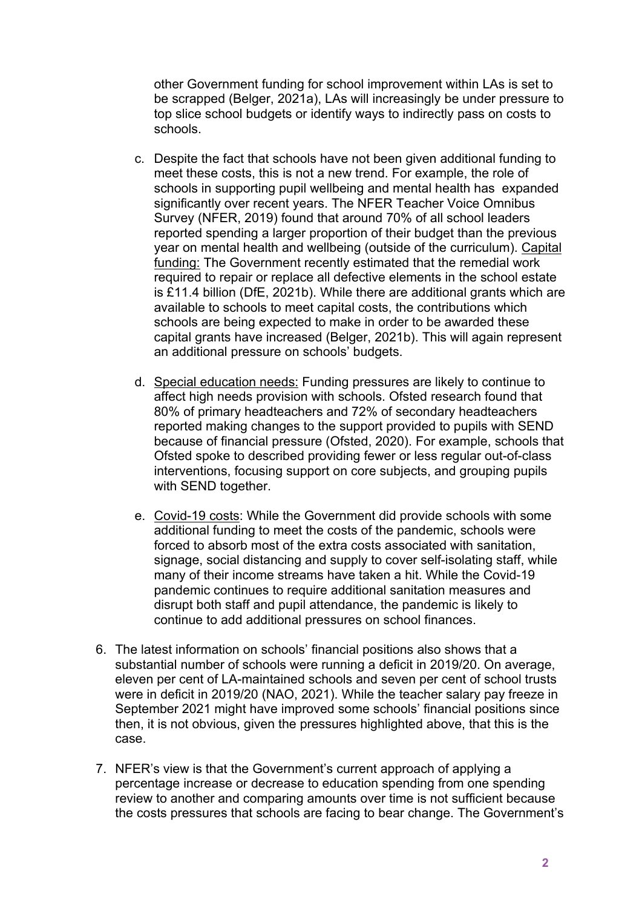other Government funding for school improvement within LAs is set to be scrapped (Belger, 2021a), LAs will increasingly be under pressure to top slice school budgets or identify ways to indirectly pass on costs to schools.

c. Despite the fact that schools have not been given additional funding to meet these costs, this is not a new trend. For example, the role of schools in supporting pupil wellbeing and mental health has expanded significantly over recent years. The NFER Teacher Voice Omnibus Survey (NFER, 2019) found that around 70% of all school leaders reported spending a larger proportion of their budget than the previous year on mental health and wellbeing (outside of the curriculum). <u>Capital funding:</u> The Government recently estimated that the remedial work required to repair or replace all defective elements in the school estate is £11.4 billion (DfE, 2021b). While there are additional grants which are available to schools to meet capital costs, the contributions which schools are being expected to make in order to be awarded these capital grants have increased (Belger, 2021b). This will again represent an additional pressure on schools' budgets.

d. <u>Special education needs:</u> Funding pressures are likely to continue to affect high needs provision with schools. Ofsted research found that 80% of primary headteachers and 72% of secondary headteachers reported making changes to the support provided to pupils with SEND because of financial pressure (Ofsted, 2020). For example, schools that Ofsted spoke to described providing fewer or less regular out-of-class interventions, focusing support on core subjects, and grouping pupils with SEND together.

e. <u>Covid-19 costs</u>: While the Government did provide schools with some additional funding to meet the costs of the pandemic, schools were forced to absorb most of the extra costs associated with sanitation, signage, social distancing and supply to cover self-isolating staff, while many of their income streams have taken a hit. While the Covid-19 pandemic continues to require additional sanitation measures and disrupt both staff and pupil attendance, the pandemic is likely to continue to add additional pressures on school finances.

6. The latest information on schools' financial positions also shows that a substantial number of schools were running a deficit in 2019/20. On average, eleven per cent of LA-maintained schools and seven per cent of school trusts were in deficit in 2019/20 (NAO, 2021). While the teacher salary pay freeze in September 2021 might have improved some schools' financial positions since then, it is not obvious, given the pressures highlighted above, that this is the case.

7. NFER's view is that the Government's current approach of applying a percentage increase or decrease to education spending from one spending review to another and comparing amounts over time is not sufficient because the costs pressures that schools are facing to bear change. The Government's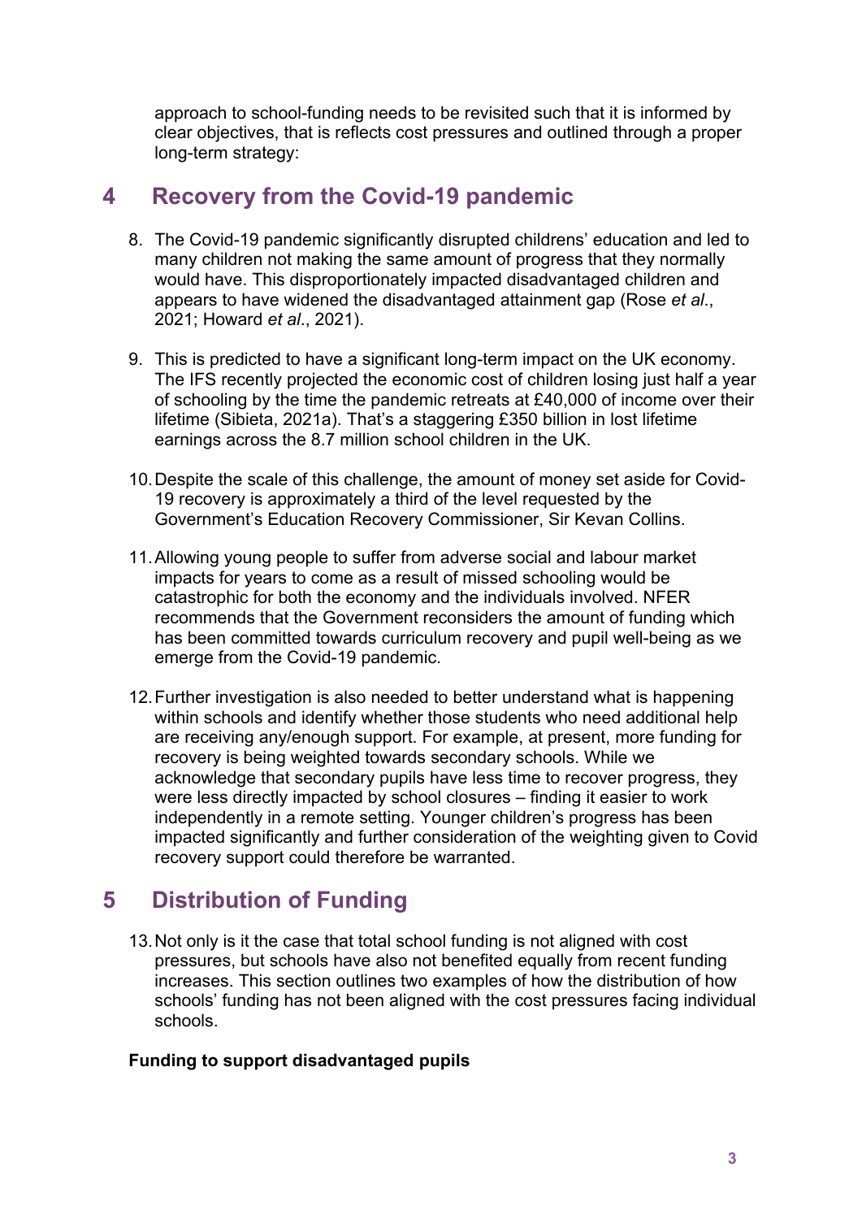approach to school-funding needs to be revisited such that it is informed by clear objectives, that is reflects cost pressures and outlined through a proper long-term strategy:

## 4 Recovery from the Covid-19 pandemic

8. The Covid-19 pandemic significantly disrupted childrens' education and led to many children not making the same amount of progress that they normally would have. This disproportionately impacted disadvantaged children and appears to have widened the disadvantaged attainment gap (Rose *et al*., 2021; Howard *et al*., 2021).

9. This is predicted to have a significant long-term impact on the UK economy. The IFS recently projected the economic cost of children losing just half a year of schooling by the time the pandemic retreats at £40,000 of income over their lifetime (Sibieta, 2021a). That's a staggering £350 billion in lost lifetime earnings across the 8.7 million school children in the UK.

10. Despite the scale of this challenge, the amount of money set aside for Covid-19 recovery is approximately a third of the level requested by the Government's Education Recovery Commissioner, Sir Kevan Collins.

11. Allowing young people to suffer from adverse social and labour market impacts for years to come as a result of missed schooling would be catastrophic for both the economy and the individuals involved. NFER recommends that the Government reconsiders the amount of funding which has been committed towards curriculum recovery and pupil well-being as we emerge from the Covid-19 pandemic.

12. Further investigation is also needed to better understand what is happening within schools and identify whether those students who need additional help are receiving any/enough support. For example, at present, more funding for recovery is being weighted towards secondary schools. While we acknowledge that secondary pupils have less time to recover progress, they were less directly impacted by school closures – finding it easier to work independently in a remote setting. Younger children's progress has been impacted significantly and further consideration of the weighting given to Covid recovery support could therefore be warranted.

## 5 Distribution of Funding

13. Not only is it the case that total school funding is not aligned with cost pressures, but schools have also not benefited equally from recent funding increases. This section outlines two examples of how the distribution of how schools' funding has not been aligned with the cost pressures facing individual schools.

**Funding to support disadvantaged pupils**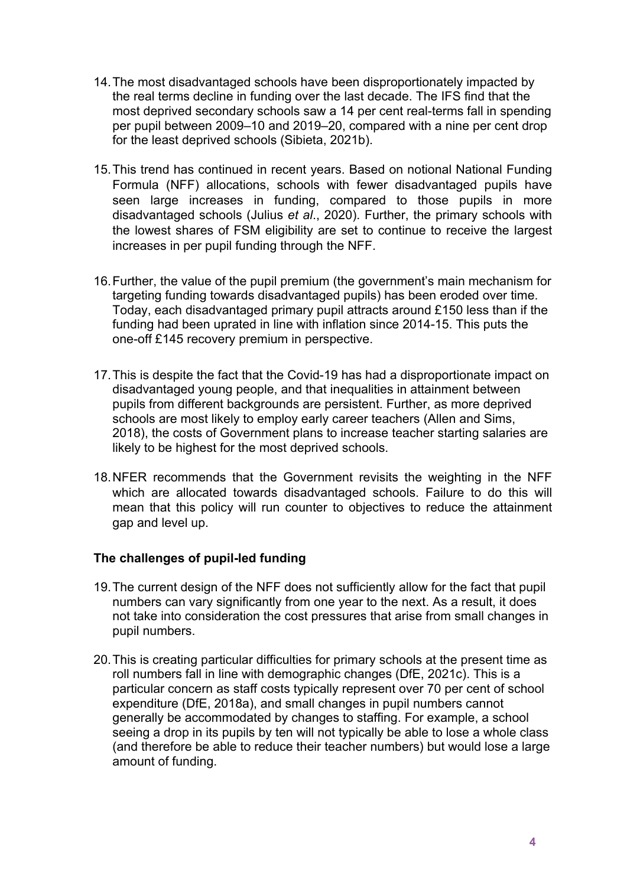14. The most disadvantaged schools have been disproportionately impacted by the real terms decline in funding over the last decade. The IFS find that the most deprived secondary schools saw a 14 per cent real-terms fall in spending per pupil between 2009–10 and 2019–20, compared with a nine per cent drop for the least deprived schools (Sibieta, 2021b).

15. This trend has continued in recent years. Based on notional National Funding Formula (NFF) allocations, schools with fewer disadvantaged pupils have seen large increases in funding, compared to those pupils in more disadvantaged schools (Julius *et al*., 2020). Further, the primary schools with the lowest shares of FSM eligibility are set to continue to receive the largest increases in per pupil funding through the NFF.

16. Further, the value of the pupil premium (the government's main mechanism for targeting funding towards disadvantaged pupils) has been eroded over time. Today, each disadvantaged primary pupil attracts around £150 less than if the funding had been uprated in line with inflation since 2014-15. This puts the one-off £145 recovery premium in perspective.

17. This is despite the fact that the Covid-19 has had a disproportionate impact on disadvantaged young people, and that inequalities in attainment between pupils from different backgrounds are persistent. Further, as more deprived schools are most likely to employ early career teachers (Allen and Sims, 2018), the costs of Government plans to increase teacher starting salaries are likely to be highest for the most deprived schools.

18. NFER recommends that the Government revisits the weighting in the NFF which are allocated towards disadvantaged schools. Failure to do this will mean that this policy will run counter to objectives to reduce the attainment gap and level up.

### The challenges of pupil-led funding

19. The current design of the NFF does not sufficiently allow for the fact that pupil numbers can vary significantly from one year to the next. As a result, it does not take into consideration the cost pressures that arise from small changes in pupil numbers.

20. This is creating particular difficulties for primary schools at the present time as roll numbers fall in line with demographic changes (DfE, 2021c). This is a particular concern as staff costs typically represent over 70 per cent of school expenditure (DfE, 2018a), and small changes in pupil numbers cannot generally be accommodated by changes to staffing. For example, a school seeing a drop in its pupils by ten will not typically be able to lose a whole class (and therefore be able to reduce their teacher numbers) but would lose a large amount of funding.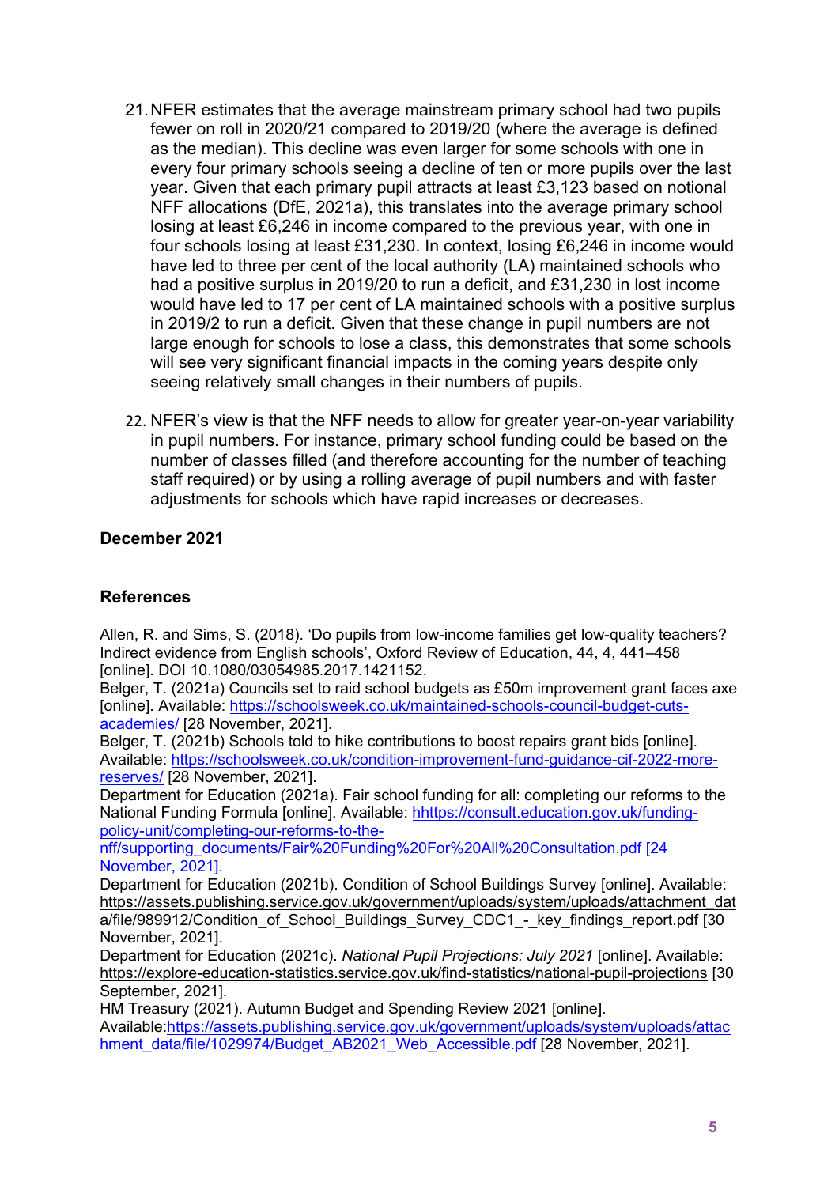21. NFER estimates that the average mainstream primary school had two pupils fewer on roll in 2020/21 compared to 2019/20 (where the average is defined as the median). This decline was even larger for some schools with one in every four primary schools seeing a decline of ten or more pupils over the last year. Given that each primary pupil attracts at least £3,123 based on notional NFF allocations (DfE, 2021a), this translates into the average primary school losing at least £6,246 in income compared to the previous year, with one in four schools losing at least £31,230. In context, losing £6,246 in income would have led to three per cent of the local authority (LA) maintained schools who had a positive surplus in 2019/20 to run a deficit, and £31,230 in lost income would have led to 17 per cent of LA maintained schools with a positive surplus in 2019/2 to run a deficit. Given that these change in pupil numbers are not large enough for schools to lose a class, this demonstrates that some schools will see very significant financial impacts in the coming years despite only seeing relatively small changes in their numbers of pupils.

22. NFER's view is that the NFF needs to allow for greater year-on-year variability in pupil numbers. For instance, primary school funding could be based on the number of classes filled (and therefore accounting for the number of teaching staff required) or by using a rolling average of pupil numbers and with faster adjustments for schools which have rapid increases or decreases.

**December 2021**

**References**

Allen, R. and Sims, S. (2018). 'Do pupils from low-income families get low-quality teachers? Indirect evidence from English schools', Oxford Review of Education, 44, 4, 441–458 [online]. DOI 10.1080/03054985.2017.1421152.

Belger, T. (2021a) Councils set to raid school budgets as £50m improvement grant faces axe [online]. Available: https://schoolsweek.co.uk/maintained-schools-council-budget-cuts-academies/ [28 November, 2021].

Belger, T. (2021b) Schools told to hike contributions to boost repairs grant bids [online]. Available: https://schoolsweek.co.uk/condition-improvement-fund-guidance-cif-2022-more-reserves/ [28 November, 2021].

Department for Education (2021a). Fair school funding for all: completing our reforms to the National Funding Formula [online]. Available: hhttps://consult.education.gov.uk/funding-policy-unit/completing-our-reforms-to-the-nff/supporting_documents/Fair%20Funding%20For%20All%20Consultation.pdf [24 November, 2021].

Department for Education (2021b). Condition of School Buildings Survey [online]. Available: https://assets.publishing.service.gov.uk/government/uploads/system/uploads/attachment_data/file/989912/Condition_of_School_Buildings_Survey_CDC1_-_key_findings_report.pdf [30 November, 2021].

Department for Education (2021c). *National Pupil Projections: July 2021* [online]. Available: https://explore-education-statistics.service.gov.uk/find-statistics/national-pupil-projections [30 September, 2021].

HM Treasury (2021). Autumn Budget and Spending Review 2021 [online]. Available:https://assets.publishing.service.gov.uk/government/uploads/system/uploads/attachment_data/file/1029974/Budget_AB2021_Web_Accessible.pdf [28 November, 2021].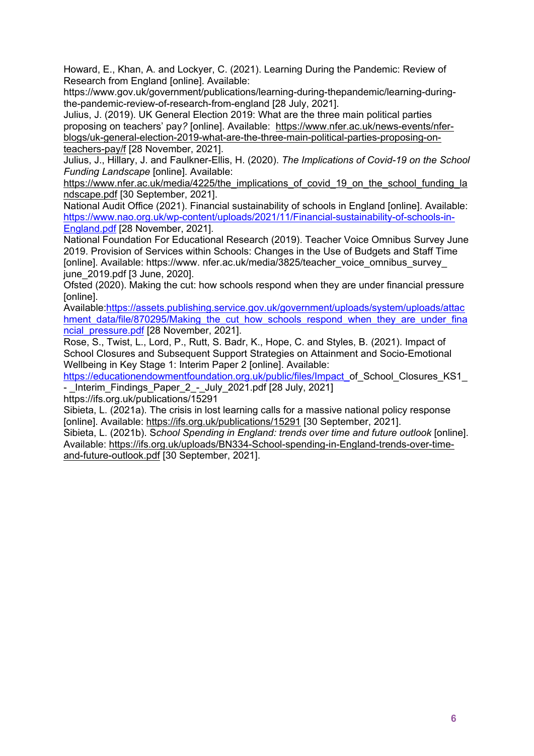Howard, E., Khan, A. and Lockyer, C. (2021). Learning During the Pandemic: Review of Research from England [online]. Available: https://www.gov.uk/government/publications/learning-during-thepandemic/learning-during-the-pandemic-review-of-research-from-england [28 July, 2021].

Julius, J. (2019). UK General Election 2019: What are the three main political parties proposing on teachers' pay? [online]. Available: https://www.nfer.ac.uk/news-events/nfer-blogs/uk-general-election-2019-what-are-the-three-main-political-parties-proposing-on-teachers-pay/f [28 November, 2021].

Julius, J., Hillary, J. and Faulkner-Ellis, H. (2020). *The Implications of Covid-19 on the School Funding Landscape* [online]. Available: https://www.nfer.ac.uk/media/4225/the_implications_of_covid_19_on_the_school_funding_landscape.pdf [30 September, 2021].

National Audit Office (2021). Financial sustainability of schools in England [online]. Available: https://www.nao.org.uk/wp-content/uploads/2021/11/Financial-sustainability-of-schools-in-England.pdf [28 November, 2021].

National Foundation For Educational Research (2019). Teacher Voice Omnibus Survey June 2019. Provision of Services within Schools: Changes in the Use of Budgets and Staff Time [online]. Available: https://www. nfer.ac.uk/media/3825/teacher_voice_omnibus_survey_ june_2019.pdf [3 June, 2020].

Ofsted (2020). Making the cut: how schools respond when they are under financial pressure [online]. Available:https://assets.publishing.service.gov.uk/government/uploads/system/uploads/attachment_data/file/870295/Making_the_cut_how_schools_respond_when_they_are_under_financial_pressure.pdf [28 November, 2021].

Rose, S., Twist, L., Lord, P., Rutt, S. Badr, K., Hope, C. and Styles, B. (2021). Impact of School Closures and Subsequent Support Strategies on Attainment and Socio-Emotional Wellbeing in Key Stage 1: Interim Paper 2 [online]. Available: https://educationendowmentfoundation.org.uk/public/files/Impact_of_School_Closures_KS1_-_Interim_Findings_Paper_2_-_July_2021.pdf [28 July, 2021]

https://ifs.org.uk/publications/15291

Sibieta, L. (2021a). The crisis in lost learning calls for a massive national policy response [online]. Available: https://ifs.org.uk/publications/15291 [30 September, 2021].

Sibieta, L. (2021b). *School Spending in England: trends over time and future outlook* [online]. Available: https://ifs.org.uk/uploads/BN334-School-spending-in-England-trends-over-time-and-future-outlook.pdf [30 September, 2021].